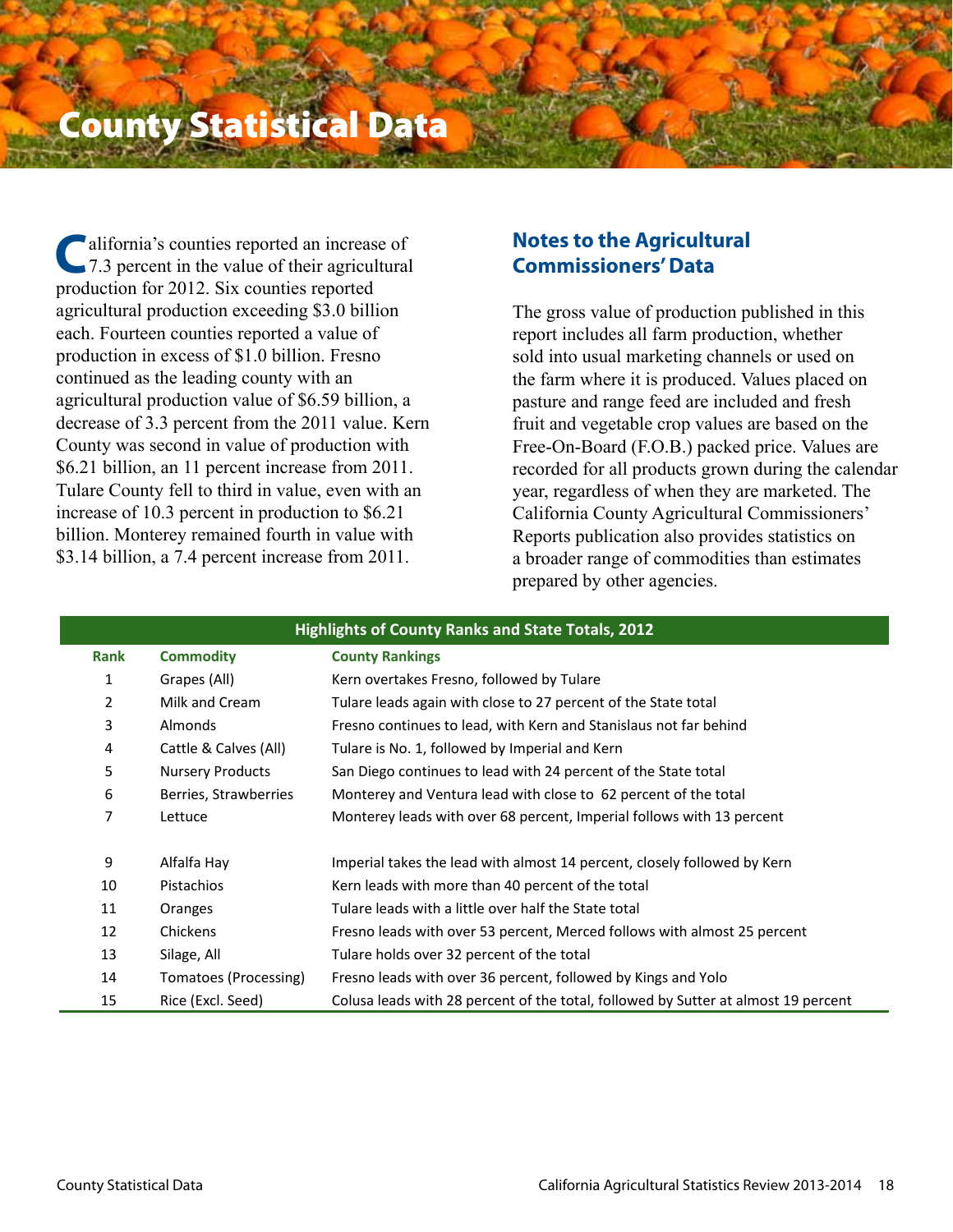# County Statistical Data

California's counties reported an increase of 7.3 percent in the value of their agricultural production for 2012. Six counties reported agricultural production exceeding $3.0 billion each. Fourteen counties reported a value of production in excess of $1.0 billion. Fresno continued as the leading county with an agricultural production value of $6.59 billion, a decrease of 3.3 percent from the 2011 value. Kern County was second in value of production with $6.21 billion, an 11 percent increase from 2011. Tulare County fell to third in value, even with an increase of 10.3 percent in production to $6.21 billion. Monterey remained fourth in value with $3.14 billion, a 7.4 percent increase from 2011.

## Notes to the Agricultural Commissioners' Data

The gross value of production published in this report includes all farm production, whether sold into usual marketing channels or used on the farm where it is produced. Values placed on pasture and range feed are included and fresh fruit and vegetable crop values are based on the Free-On-Board (F.O.B.) packed price. Values are recorded for all products grown during the calendar year, regardless of when they are marketed. The California County Agricultural Commissioners' Reports publication also provides statistics on a broader range of commodities than estimates prepared by other agencies.

**Highlights of County Ranks and State Totals, 2012**

| Rank | Commodity | County Rankings |
|---|---|---|
| 1 | Grapes (All) | Kern overtakes Fresno, followed by Tulare |
| 2 | Milk and Cream | Tulare leads again with close to 27 percent of the State total |
| 3 | Almonds | Fresno continues to lead, with Kern and Stanislaus not far behind |
| 4 | Cattle & Calves (All) | Tulare is No. 1, followed by Imperial and Kern |
| 5 | Nursery Products | San Diego continues to lead with 24 percent of the State total |
| 6 | Berries, Strawberries | Monterey and Ventura lead with close to 62 percent of the total |
| 7 | Lettuce | Monterey leads with over 68 percent, Imperial follows with 13 percent |
| 9 | Alfalfa Hay | Imperial takes the lead with almost 14 percent, closely followed by Kern |
| 10 | Pistachios | Kern leads with more than 40 percent of the total |
| 11 | Oranges | Tulare leads with a little over half the State total |
| 12 | Chickens | Fresno leads with over 53 percent, Merced follows with almost 25 percent |
| 13 | Silage, All | Tulare holds over 32 percent of the total |
| 14 | Tomatoes (Processing) | Fresno leads with over 36 percent, followed by Kings and Yolo |
| 15 | Rice (Excl. Seed) | Colusa leads with 28 percent of the total, followed by Sutter at almost 19 percent |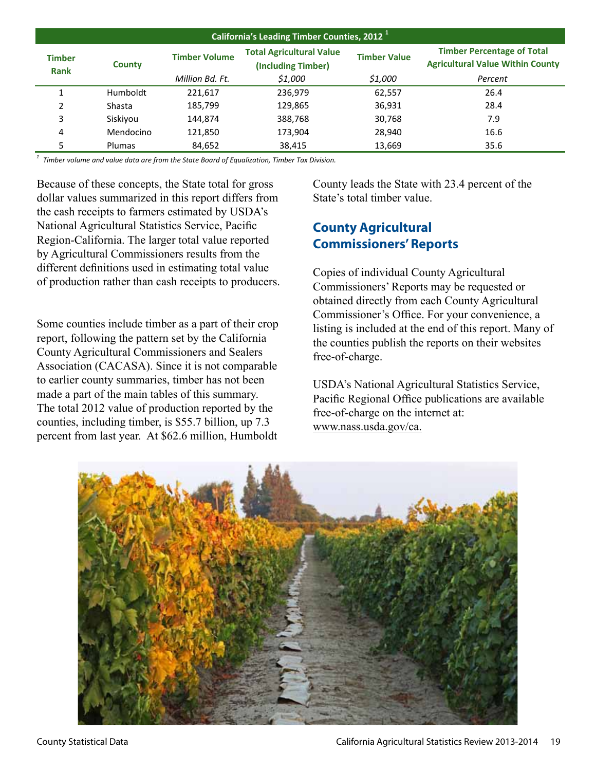| Timber Rank | County | Timber Volume | Total Agricultural Value (Including Timber) | Timber Value | Timber Percentage of Total Agricultural Value Within County |
|---|---|---|---|---|---|
| | | *Million Bd. Ft.* | *$1,000* | *$1,000* | *Percent* |
| 1 | Humboldt | 221,617 | 236,979 | 62,557 | 26.4 |
| 2 | Shasta | 185,799 | 129,865 | 36,931 | 28.4 |
| 3 | Siskiyou | 144,874 | 388,768 | 30,768 | 7.9 |
| 4 | Mendocino | 121,850 | 173,904 | 28,940 | 16.6 |
| 5 | Plumas | 84,652 | 38,415 | 13,669 | 35.6 |

California's Leading Timber Counties, 2012 [1]

[1] *Timber volume and value data are from the State Board of Equalization, Timber Tax Division.*

Because of these concepts, the State total for gross dollar values summarized in this report differs from the cash receipts to farmers estimated by USDA's National Agricultural Statistics Service, Pacific Region-California. The larger total value reported by Agricultural Commissioners results from the different definitions used in estimating total value of production rather than cash receipts to producers.

Some counties include timber as a part of their crop report, following the pattern set by the California County Agricultural Commissioners and Sealers Association (CACASA). Since it is not comparable to earlier county summaries, timber has not been made a part of the main tables of this summary. The total 2012 value of production reported by the counties, including timber, is $55.7 billion, up 7.3 percent from last year. At $62.6 million, Humboldt County leads the State with 23.4 percent of the State's total timber value.

## County Agricultural Commissioners' Reports

Copies of individual County Agricultural Commissioners' Reports may be requested or obtained directly from each County Agricultural Commissioner's Office. For your convenience, a listing is included at the end of this report. Many of the counties publish the reports on their websites free-of-charge.

USDA's National Agricultural Statistics Service, Pacific Regional Office publications are available free-of-charge on the internet at: www.nass.usda.gov/ca.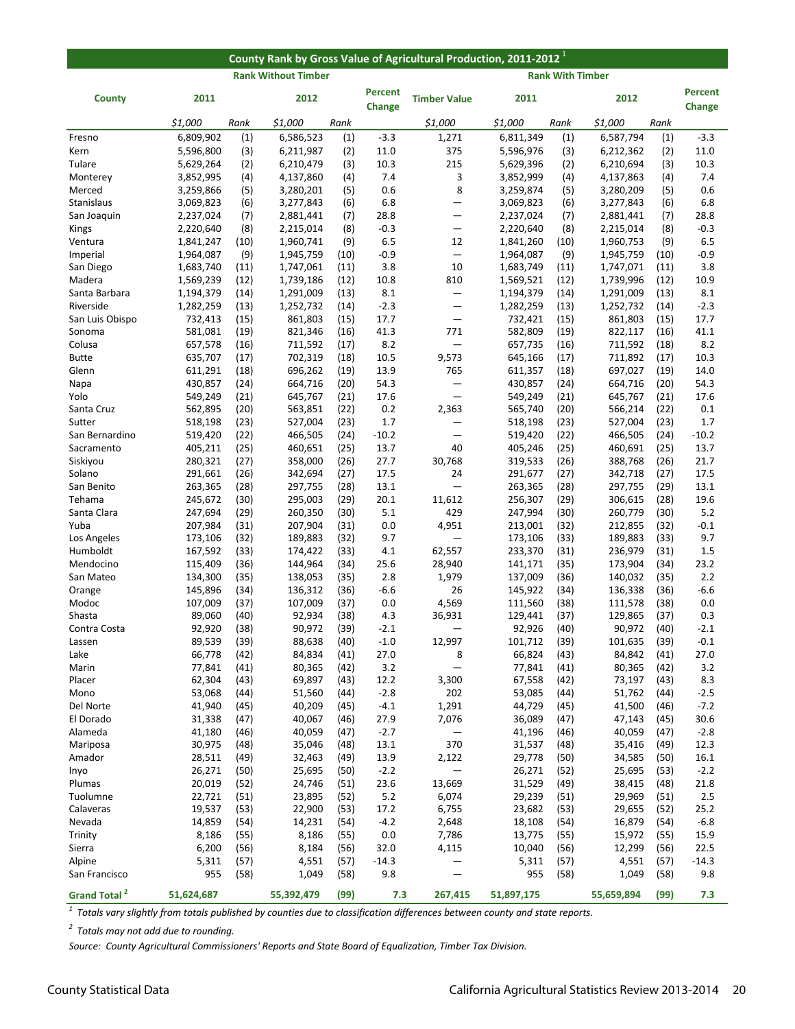## County Rank by Gross Value of Agricultural Production, 2011-2012 [1]

| County | Rank Without Timber | | | | | Timber Value | Rank With Timber | | | | |
|---|---|---|---|---|---|---|---|---|---|---|---|
| | 2011 | | 2012 | | Percent Change | | 2011 | | 2012 | | Percent Change |
| | $1,000 | Rank | $1,000 | Rank | | $1,000 | $1,000 | Rank | $1,000 | Rank | |
| Fresno | 6,809,902 | (1) | 6,586,523 | (1) | -3.3 | 1,271 | 6,811,349 | (1) | 6,587,794 | (1) | -3.3 |
| Kern | 5,596,800 | (3) | 6,211,987 | (2) | 11.0 | 375 | 5,596,976 | (3) | 6,212,362 | (2) | 11.0 |
| Tulare | 5,629,264 | (2) | 6,210,479 | (3) | 10.3 | 215 | 5,629,396 | (2) | 6,210,694 | (3) | 10.3 |
| Monterey | 3,852,995 | (4) | 4,137,860 | (4) | 7.4 | 3 | 3,852,999 | (4) | 4,137,863 | (4) | 7.4 |
| Merced | 3,259,866 | (5) | 3,280,201 | (5) | 0.6 | 8 | 3,259,874 | (5) | 3,280,209 | (5) | 0.6 |
| Stanislaus | 3,069,823 | (6) | 3,277,843 | (6) | 6.8 | — | 3,069,823 | (6) | 3,277,843 | (6) | 6.8 |
| San Joaquin | 2,237,024 | (7) | 2,881,441 | (7) | 28.8 | — | 2,237,024 | (7) | 2,881,441 | (7) | 28.8 |
| Kings | 2,220,640 | (8) | 2,215,014 | (8) | -0.3 | — | 2,220,640 | (8) | 2,215,014 | (8) | -0.3 |
| Ventura | 1,841,247 | (10) | 1,960,741 | (9) | 6.5 | 12 | 1,841,260 | (10) | 1,960,753 | (9) | 6.5 |
| Imperial | 1,964,087 | (9) | 1,945,759 | (10) | -0.9 | — | 1,964,087 | (9) | 1,945,759 | (10) | -0.9 |
| San Diego | 1,683,740 | (11) | 1,747,061 | (11) | 3.8 | 10 | 1,683,749 | (11) | 1,747,071 | (11) | 3.8 |
| Madera | 1,569,239 | (12) | 1,739,186 | (12) | 10.8 | 810 | 1,569,521 | (12) | 1,739,996 | (12) | 10.9 |
| Santa Barbara | 1,194,379 | (14) | 1,291,009 | (13) | 8.1 | — | 1,194,379 | (14) | 1,291,009 | (13) | 8.1 |
| Riverside | 1,282,259 | (13) | 1,252,732 | (14) | -2.3 | — | 1,282,259 | (13) | 1,252,732 | (14) | -2.3 |
| San Luis Obispo | 732,413 | (15) | 861,803 | (15) | 17.7 | — | 732,421 | (15) | 861,803 | (15) | 17.7 |
| Sonoma | 581,081 | (19) | 821,346 | (16) | 41.3 | 771 | 582,809 | (19) | 822,117 | (16) | 41.1 |
| Colusa | 657,578 | (16) | 711,592 | (17) | 8.2 | — | 657,735 | (16) | 711,592 | (18) | 8.2 |
| Butte | 635,707 | (17) | 702,319 | (18) | 10.5 | 9,573 | 645,166 | (17) | 711,892 | (17) | 10.3 |
| Glenn | 611,291 | (18) | 696,262 | (19) | 13.9 | 765 | 611,357 | (18) | 697,027 | (19) | 14.0 |
| Napa | 430,857 | (24) | 664,716 | (20) | 54.3 | — | 430,857 | (24) | 664,716 | (20) | 54.3 |
| Yolo | 549,249 | (21) | 645,767 | (21) | 17.6 | — | 549,249 | (21) | 645,767 | (21) | 17.6 |
| Santa Cruz | 562,895 | (20) | 563,851 | (22) | 0.2 | 2,363 | 565,740 | (20) | 566,214 | (22) | 0.1 |
| Sutter | 518,198 | (23) | 527,004 | (23) | 1.7 | — | 518,198 | (23) | 527,004 | (23) | 1.7 |
| San Bernardino | 519,420 | (22) | 466,505 | (24) | -10.2 | — | 519,420 | (22) | 466,505 | (24) | -10.2 |
| Sacramento | 405,211 | (25) | 460,651 | (25) | 13.7 | 40 | 405,246 | (25) | 460,691 | (25) | 13.7 |
| Siskiyou | 280,321 | (27) | 358,000 | (26) | 27.7 | 30,768 | 319,533 | (26) | 388,768 | (26) | 21.7 |
| Solano | 291,661 | (26) | 342,694 | (27) | 17.5 | 24 | 291,677 | (27) | 342,718 | (27) | 17.5 |
| San Benito | 263,365 | (28) | 297,755 | (28) | 13.1 | — | 263,365 | (28) | 297,755 | (29) | 13.1 |
| Tehama | 245,672 | (30) | 295,003 | (29) | 20.1 | 11,612 | 256,307 | (29) | 306,615 | (28) | 19.6 |
| Santa Clara | 247,694 | (29) | 260,350 | (30) | 5.1 | 429 | 247,994 | (30) | 260,779 | (30) | 5.2 |
| Yuba | 207,984 | (31) | 207,904 | (31) | 0.0 | 4,951 | 213,001 | (32) | 212,855 | (32) | -0.1 |
| Los Angeles | 173,106 | (32) | 189,883 | (32) | 9.7 | — | 173,106 | (33) | 189,883 | (33) | 9.7 |
| Humboldt | 167,592 | (33) | 174,422 | (33) | 4.1 | 62,557 | 233,370 | (31) | 236,979 | (31) | 1.5 |
| Mendocino | 115,409 | (36) | 144,964 | (34) | 25.6 | 28,940 | 141,171 | (35) | 173,904 | (34) | 23.2 |
| San Mateo | 134,300 | (35) | 138,053 | (35) | 2.8 | 1,979 | 137,009 | (36) | 140,032 | (35) | 2.2 |
| Orange | 145,896 | (34) | 136,312 | (36) | -6.6 | 26 | 145,922 | (34) | 136,338 | (36) | -6.6 |
| Modoc | 107,009 | (37) | 107,009 | (37) | 0.0 | 4,569 | 111,560 | (38) | 111,578 | (38) | 0.0 |
| Shasta | 89,060 | (40) | 92,934 | (38) | 4.3 | 36,931 | 129,441 | (37) | 129,865 | (37) | 0.3 |
| Contra Costa | 92,920 | (38) | 90,972 | (39) | -2.1 | — | 92,926 | (40) | 90,972 | (40) | -2.1 |
| Lassen | 89,539 | (39) | 88,638 | (40) | -1.0 | 12,997 | 101,712 | (39) | 101,635 | (39) | -0.1 |
| Lake | 66,778 | (42) | 84,834 | (41) | 27.0 | 8 | 66,824 | (43) | 84,842 | (41) | 27.0 |
| Marin | 77,841 | (41) | 80,365 | (42) | 3.2 | — | 77,841 | (41) | 80,365 | (42) | 3.2 |
| Placer | 62,304 | (43) | 69,897 | (43) | 12.2 | 3,300 | 67,558 | (42) | 73,197 | (43) | 8.3 |
| Mono | 53,068 | (44) | 51,560 | (44) | -2.8 | 202 | 53,085 | (44) | 51,762 | (44) | -2.5 |
| Del Norte | 41,940 | (45) | 40,209 | (45) | -4.1 | 1,291 | 44,729 | (45) | 41,500 | (46) | -7.2 |
| El Dorado | 31,338 | (47) | 40,067 | (46) | 27.9 | 7,076 | 36,089 | (47) | 47,143 | (45) | 30.6 |
| Alameda | 41,180 | (46) | 40,059 | (47) | -2.7 | — | 41,196 | (46) | 40,059 | (47) | -2.8 |
| Mariposa | 30,975 | (48) | 35,046 | (48) | 13.1 | 370 | 31,537 | (48) | 35,416 | (49) | 12.3 |
| Amador | 28,511 | (49) | 32,463 | (49) | 13.9 | 2,122 | 29,778 | (50) | 34,585 | (50) | 16.1 |
| Inyo | 26,271 | (50) | 25,695 | (50) | -2.2 | — | 26,271 | (52) | 25,695 | (53) | -2.2 |
| Plumas | 20,019 | (52) | 24,746 | (51) | 23.6 | 13,669 | 31,529 | (49) | 38,415 | (48) | 21.8 |
| Tuolumne | 22,721 | (51) | 23,895 | (52) | 5.2 | 6,074 | 29,239 | (51) | 29,969 | (51) | 2.5 |
| Calaveras | 19,537 | (53) | 22,900 | (53) | 17.2 | 6,755 | 23,682 | (53) | 29,655 | (52) | 25.2 |
| Nevada | 14,859 | (54) | 14,231 | (54) | -4.2 | 2,648 | 18,108 | (54) | 16,879 | (54) | -6.8 |
| Trinity | 8,186 | (55) | 8,186 | (55) | 0.0 | 7,786 | 13,775 | (55) | 15,972 | (55) | 15.9 |
| Sierra | 6,200 | (56) | 8,184 | (56) | 32.0 | 4,115 | 10,040 | (56) | 12,299 | (56) | 22.5 |
| Alpine | 5,311 | (57) | 4,551 | (57) | -14.3 | — | 5,311 | (57) | 4,551 | (57) | -14.3 |
| San Francisco | 955 | (58) | 1,049 | (58) | 9.8 | — | 955 | (58) | 1,049 | (58) | 9.8 |
| **Grand Total [2]** | **51,624,687** | | **55,392,479** | **(99)** | **7.3** | **267,415** | **51,897,175** | | **55,659,894** | **(99)** | **7.3** |

[1] *Totals vary slightly from totals published by counties due to classification differences between county and state reports.*

[2] *Totals may not add due to rounding.*

*Source: County Agricultural Commissioners' Reports and State Board of Equalization, Timber Tax Division.*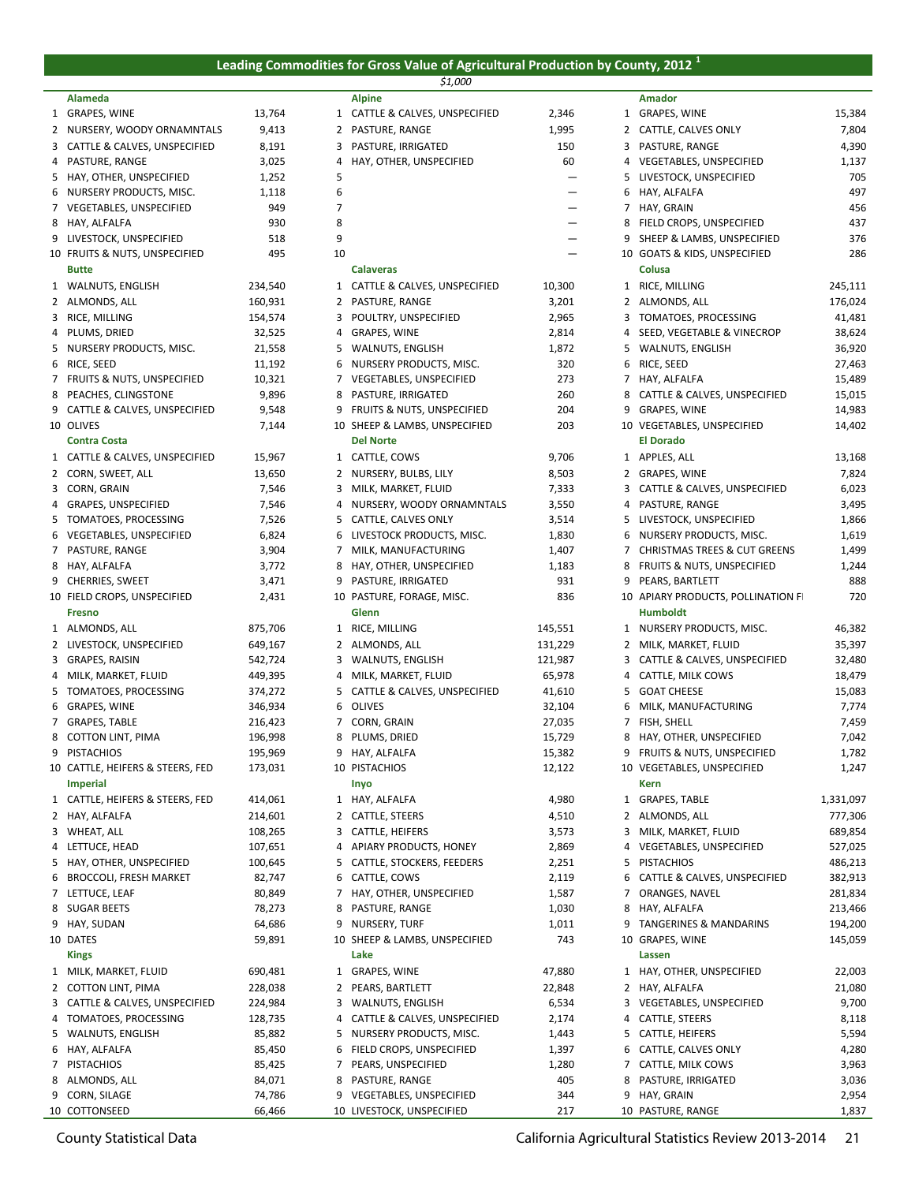## Leading Commodities for Gross Value of Agricultural Production by County, 2012 [1]

*$1,000*

### Alameda

| Rank | Commodity | Value |
|---|---|---|
| 1 | GRAPES, WINE | 13,764 |
| 2 | NURSERY, WOODY ORNAMNTALS | 9,413 |
| 3 | CATTLE & CALVES, UNSPECIFIED | 8,191 |
| 4 | PASTURE, RANGE | 3,025 |
| 5 | HAY, OTHER, UNSPECIFIED | 1,252 |
| 6 | NURSERY PRODUCTS, MISC. | 1,118 |
| 7 | VEGETABLES, UNSPECIFIED | 949 |
| 8 | HAY, ALFALFA | 930 |
| 9 | LIVESTOCK, UNSPECIFIED | 518 |
| 10 | FRUITS & NUTS, UNSPECIFIED | 495 |

### Alpine

| Rank | Commodity | Value |
|---|---|---|
| 1 | CATTLE & CALVES, UNSPECIFIED | 2,346 |
| 2 | PASTURE, RANGE | 1,995 |
| 3 | PASTURE, IRRIGATED | 150 |
| 4 | HAY, OTHER, UNSPECIFIED | 60 |
| 5 | | — |
| 6 | | — |
| 7 | | — |
| 8 | | — |
| 9 | | — |
| 10 | | — |

### Amador

| Rank | Commodity | Value |
|---|---|---|
| 1 | GRAPES, WINE | 15,384 |
| 2 | CATTLE, CALVES ONLY | 7,804 |
| 3 | PASTURE, RANGE | 4,390 |
| 4 | VEGETABLES, UNSPECIFIED | 1,137 |
| 5 | LIVESTOCK, UNSPECIFIED | 705 |
| 6 | HAY, ALFALFA | 497 |
| 7 | HAY, GRAIN | 456 |
| 8 | FIELD CROPS, UNSPECIFIED | 437 |
| 9 | SHEEP & LAMBS, UNSPECIFIED | 376 |
| 10 | GOATS & KIDS, UNSPECIFIED | 286 |

### Butte

| Rank | Commodity | Value |
|---|---|---|
| 1 | WALNUTS, ENGLISH | 234,540 |
| 2 | ALMONDS, ALL | 160,931 |
| 3 | RICE, MILLING | 154,574 |
| 4 | PLUMS, DRIED | 32,525 |
| 5 | NURSERY PRODUCTS, MISC. | 21,558 |
| 6 | RICE, SEED | 11,192 |
| 7 | FRUITS & NUTS, UNSPECIFIED | 10,321 |
| 8 | PEACHES, CLINGSTONE | 9,896 |
| 9 | CATTLE & CALVES, UNSPECIFIED | 9,548 |
| 10 | OLIVES | 7,144 |

### Calaveras

| Rank | Commodity | Value |
|---|---|---|
| 1 | CATTLE & CALVES, UNSPECIFIED | 10,300 |
| 2 | PASTURE, RANGE | 3,201 |
| 3 | POULTRY, UNSPECIFIED | 2,965 |
| 4 | GRAPES, WINE | 2,814 |
| 5 | WALNUTS, ENGLISH | 1,872 |
| 6 | NURSERY PRODUCTS, MISC. | 320 |
| 7 | VEGETABLES, UNSPECIFIED | 273 |
| 8 | PASTURE, IRRIGATED | 260 |
| 9 | FRUITS & NUTS, UNSPECIFIED | 204 |
| 10 | SHEEP & LAMBS, UNSPECIFIED | 203 |

### Colusa

| Rank | Commodity | Value |
|---|---|---|
| 1 | RICE, MILLING | 245,111 |
| 2 | ALMONDS, ALL | 176,024 |
| 3 | TOMATOES, PROCESSING | 41,481 |
| 4 | SEED, VEGETABLE & VINECROP | 38,624 |
| 5 | WALNUTS, ENGLISH | 36,920 |
| 6 | RICE, SEED | 27,463 |
| 7 | HAY, ALFALFA | 15,489 |
| 8 | CATTLE & CALVES, UNSPECIFIED | 15,015 |
| 9 | GRAPES, WINE | 14,983 |
| 10 | VEGETABLES, UNSPECIFIED | 14,402 |

### Contra Costa

| Rank | Commodity | Value |
|---|---|---|
| 1 | CATTLE & CALVES, UNSPECIFIED | 15,967 |
| 2 | CORN, SWEET, ALL | 13,650 |
| 3 | CORN, GRAIN | 7,546 |
| 4 | GRAPES, UNSPECIFIED | 7,546 |
| 5 | TOMATOES, PROCESSING | 7,526 |
| 6 | VEGETABLES, UNSPECIFIED | 6,824 |
| 7 | PASTURE, RANGE | 3,904 |
| 8 | HAY, ALFALFA | 3,772 |
| 9 | CHERRIES, SWEET | 3,471 |
| 10 | FIELD CROPS, UNSPECIFIED | 2,431 |

### Del Norte

| Rank | Commodity | Value |
|---|---|---|
| 1 | CATTLE, COWS | 9,706 |
| 2 | NURSERY, BULBS, LILY | 8,503 |
| 3 | MILK, MARKET, FLUID | 7,333 |
| 4 | NURSERY, WOODY ORNAMNTALS | 3,550 |
| 5 | CATTLE, CALVES ONLY | 3,514 |
| 6 | LIVESTOCK PRODUCTS, MISC. | 1,830 |
| 7 | MILK, MANUFACTURING | 1,407 |
| 8 | HAY, OTHER, UNSPECIFIED | 1,183 |
| 9 | PASTURE, IRRIGATED | 931 |
| 10 | PASTURE, FORAGE, MISC. | 836 |

### El Dorado

| Rank | Commodity | Value |
|---|---|---|
| 1 | APPLES, ALL | 13,168 |
| 2 | GRAPES, WINE | 7,824 |
| 3 | CATTLE & CALVES, UNSPECIFIED | 6,023 |
| 4 | PASTURE, RANGE | 3,495 |
| 5 | LIVESTOCK, UNSPECIFIED | 1,866 |
| 6 | NURSERY PRODUCTS, MISC. | 1,619 |
| 7 | CHRISTMAS TREES & CUT GREENS | 1,499 |
| 8 | FRUITS & NUTS, UNSPECIFIED | 1,244 |
| 9 | PEARS, BARTLETT | 888 |
| 10 | APIARY PRODUCTS, POLLINATION FI | 720 |

### Fresno

| Rank | Commodity | Value |
|---|---|---|
| 1 | ALMONDS, ALL | 875,706 |
| 2 | LIVESTOCK, UNSPECIFIED | 649,167 |
| 3 | GRAPES, RAISIN | 542,724 |
| 4 | MILK, MARKET, FLUID | 449,395 |
| 5 | TOMATOES, PROCESSING | 374,272 |
| 6 | GRAPES, WINE | 346,934 |
| 7 | GRAPES, TABLE | 216,423 |
| 8 | COTTON LINT, PIMA | 196,998 |
| 9 | PISTACHIOS | 195,969 |
| 10 | CATTLE, HEIFERS & STEERS, FED | 173,031 |

### Glenn

| Rank | Commodity | Value |
|---|---|---|
| 1 | RICE, MILLING | 145,551 |
| 2 | ALMONDS, ALL | 131,229 |
| 3 | WALNUTS, ENGLISH | 121,987 |
| 4 | MILK, MARKET, FLUID | 65,978 |
| 5 | CATTLE & CALVES, UNSPECIFIED | 41,610 |
| 6 | OLIVES | 32,104 |
| 7 | CORN, GRAIN | 27,035 |
| 8 | PLUMS, DRIED | 15,729 |
| 9 | HAY, ALFALFA | 15,382 |
| 10 | PISTACHIOS | 12,122 |

### Humboldt

| Rank | Commodity | Value |
|---|---|---|
| 1 | NURSERY PRODUCTS, MISC. | 46,382 |
| 2 | MILK, MARKET, FLUID | 35,397 |
| 3 | CATTLE & CALVES, UNSPECIFIED | 32,480 |
| 4 | CATTLE, MILK COWS | 18,479 |
| 5 | GOAT CHEESE | 15,083 |
| 6 | MILK, MANUFACTURING | 7,774 |
| 7 | FISH, SHELL | 7,459 |
| 8 | HAY, OTHER, UNSPECIFIED | 7,042 |
| 9 | FRUITS & NUTS, UNSPECIFIED | 1,782 |
| 10 | VEGETABLES, UNSPECIFIED | 1,247 |

### Imperial

| Rank | Commodity | Value |
|---|---|---|
| 1 | CATTLE, HEIFERS & STEERS, FED | 414,061 |
| 2 | HAY, ALFALFA | 214,601 |
| 3 | WHEAT, ALL | 108,265 |
| 4 | LETTUCE, HEAD | 107,651 |
| 5 | HAY, OTHER, UNSPECIFIED | 100,645 |
| 6 | BROCCOLI, FRESH MARKET | 82,747 |
| 7 | LETTUCE, LEAF | 80,849 |
| 8 | SUGAR BEETS | 78,273 |
| 9 | HAY, SUDAN | 64,686 |
| 10 | DATES | 59,891 |

### Inyo

| Rank | Commodity | Value |
|---|---|---|
| 1 | HAY, ALFALFA | 4,980 |
| 2 | CATTLE, STEERS | 4,510 |
| 3 | CATTLE, HEIFERS | 3,573 |
| 4 | APIARY PRODUCTS, HONEY | 2,869 |
| 5 | CATTLE, STOCKERS, FEEDERS | 2,251 |
| 6 | CATTLE, COWS | 2,119 |
| 7 | HAY, OTHER, UNSPECIFIED | 1,587 |
| 8 | PASTURE, RANGE | 1,030 |
| 9 | NURSERY, TURF | 1,011 |
| 10 | SHEEP & LAMBS, UNSPECIFIED | 743 |

### Kern

| Rank | Commodity | Value |
|---|---|---|
| 1 | GRAPES, TABLE | 1,331,097 |
| 2 | ALMONDS, ALL | 777,306 |
| 3 | MILK, MARKET, FLUID | 689,854 |
| 4 | VEGETABLES, UNSPECIFIED | 527,025 |
| 5 | PISTACHIOS | 486,213 |
| 6 | CATTLE & CALVES, UNSPECIFIED | 382,913 |
| 7 | ORANGES, NAVEL | 281,834 |
| 8 | HAY, ALFALFA | 213,466 |
| 9 | TANGERINES & MANDARINS | 194,200 |
| 10 | GRAPES, WINE | 145,059 |

### Kings

| Rank | Commodity | Value |
|---|---|---|
| 1 | MILK, MARKET, FLUID | 690,481 |
| 2 | COTTON LINT, PIMA | 228,038 |
| 3 | CATTLE & CALVES, UNSPECIFIED | 224,984 |
| 4 | TOMATOES, PROCESSING | 128,735 |
| 5 | WALNUTS, ENGLISH | 85,882 |
| 6 | HAY, ALFALFA | 85,450 |
| 7 | PISTACHIOS | 85,425 |
| 8 | ALMONDS, ALL | 84,071 |
| 9 | CORN, SILAGE | 74,786 |
| 10 | COTTONSEED | 66,466 |

### Lake

| Rank | Commodity | Value |
|---|---|---|
| 1 | GRAPES, WINE | 47,880 |
| 2 | PEARS, BARTLETT | 22,848 |
| 3 | WALNUTS, ENGLISH | 6,534 |
| 4 | CATTLE & CALVES, UNSPECIFIED | 2,174 |
| 5 | NURSERY PRODUCTS, MISC. | 1,443 |
| 6 | FIELD CROPS, UNSPECIFIED | 1,397 |
| 7 | PEARS, UNSPECIFIED | 1,280 |
| 8 | PASTURE, RANGE | 405 |
| 9 | VEGETABLES, UNSPECIFIED | 344 |
| 10 | LIVESTOCK, UNSPECIFIED | 217 |

### Lassen

| Rank | Commodity | Value |
|---|---|---|
| 1 | HAY, OTHER, UNSPECIFIED | 22,003 |
| 2 | HAY, ALFALFA | 21,080 |
| 3 | VEGETABLES, UNSPECIFIED | 9,700 |
| 4 | CATTLE, STEERS | 8,118 |
| 5 | CATTLE, HEIFERS | 5,594 |
| 6 | CATTLE, CALVES ONLY | 4,280 |
| 7 | CATTLE, MILK COWS | 3,963 |
| 8 | PASTURE, IRRIGATED | 3,036 |
| 9 | HAY, GRAIN | 2,954 |
| 10 | PASTURE, RANGE | 1,837 |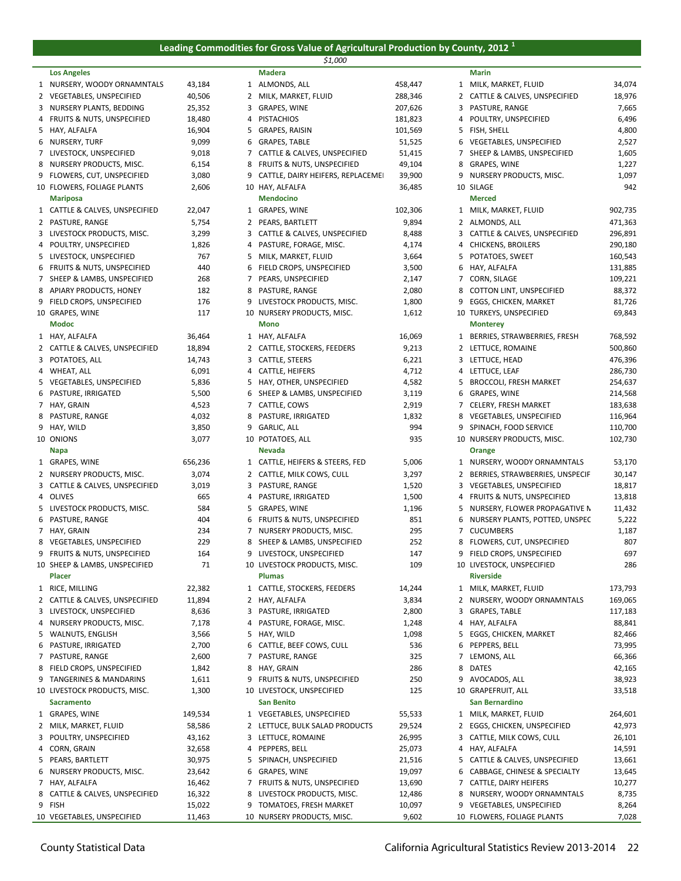## Leading Commodities for Gross Value of Agricultural Production by County, 2012 [1]

*$1,000*

### Los Angeles

| Rank | Commodity | Value |
|---|---|---|
| 1 | NURSERY, WOODY ORNAMNTALS | 43,184 |
| 2 | VEGETABLES, UNSPECIFIED | 40,506 |
| 3 | NURSERY PLANTS, BEDDING | 25,352 |
| 4 | FRUITS & NUTS, UNSPECIFIED | 18,480 |
| 5 | HAY, ALFALFA | 16,904 |
| 6 | NURSERY, TURF | 9,099 |
| 7 | LIVESTOCK, UNSPECIFIED | 9,018 |
| 8 | NURSERY PRODUCTS, MISC. | 6,154 |
| 9 | FLOWERS, CUT, UNSPECIFIED | 3,080 |
| 10 | FLOWERS, FOLIAGE PLANTS | 2,606 |

### Mariposa

| Rank | Commodity | Value |
|---|---|---|
| 1 | CATTLE & CALVES, UNSPECIFIED | 22,047 |
| 2 | PASTURE, RANGE | 5,754 |
| 3 | LIVESTOCK PRODUCTS, MISC. | 3,299 |
| 4 | POULTRY, UNSPECIFIED | 1,826 |
| 5 | LIVESTOCK, UNSPECIFIED | 767 |
| 6 | FRUITS & NUTS, UNSPECIFIED | 440 |
| 7 | SHEEP & LAMBS, UNSPECIFIED | 268 |
| 8 | APIARY PRODUCTS, HONEY | 182 |
| 9 | FIELD CROPS, UNSPECIFIED | 176 |
| 10 | GRAPES, WINE | 117 |

### Modoc

| Rank | Commodity | Value |
|---|---|---|
| 1 | HAY, ALFALFA | 36,464 |
| 2 | CATTLE & CALVES, UNSPECIFIED | 18,894 |
| 3 | POTATOES, ALL | 14,743 |
| 4 | WHEAT, ALL | 6,091 |
| 5 | VEGETABLES, UNSPECIFIED | 5,836 |
| 6 | PASTURE, IRRIGATED | 5,500 |
| 7 | HAY, GRAIN | 4,523 |
| 8 | PASTURE, RANGE | 4,032 |
| 9 | HAY, WILD | 3,850 |
| 10 | ONIONS | 3,077 |

### Napa

| Rank | Commodity | Value |
|---|---|---|
| 1 | GRAPES, WINE | 656,236 |
| 2 | NURSERY PRODUCTS, MISC. | 3,074 |
| 3 | CATTLE & CALVES, UNSPECIFIED | 3,019 |
| 4 | OLIVES | 665 |
| 5 | LIVESTOCK PRODUCTS, MISC. | 584 |
| 6 | PASTURE, RANGE | 404 |
| 7 | HAY, GRAIN | 234 |
| 8 | VEGETABLES, UNSPECIFIED | 229 |
| 9 | FRUITS & NUTS, UNSPECIFIED | 164 |
| 10 | SHEEP & LAMBS, UNSPECIFIED | 71 |

### Placer

| Rank | Commodity | Value |
|---|---|---|
| 1 | RICE, MILLING | 22,382 |
| 2 | CATTLE & CALVES, UNSPECIFIED | 11,894 |
| 3 | LIVESTOCK, UNSPECIFIED | 8,636 |
| 4 | NURSERY PRODUCTS, MISC. | 7,178 |
| 5 | WALNUTS, ENGLISH | 3,566 |
| 6 | PASTURE, IRRIGATED | 2,700 |
| 7 | PASTURE, RANGE | 2,600 |
| 8 | FIELD CROPS, UNSPECIFIED | 1,842 |
| 9 | TANGERINES & MANDARINS | 1,611 |
| 10 | LIVESTOCK PRODUCTS, MISC. | 1,300 |

### Sacramento

| Rank | Commodity | Value |
|---|---|---|
| 1 | GRAPES, WINE | 149,534 |
| 2 | MILK, MARKET, FLUID | 58,586 |
| 3 | POULTRY, UNSPECIFIED | 43,162 |
| 4 | CORN, GRAIN | 32,658 |
| 5 | PEARS, BARTLETT | 30,975 |
| 6 | NURSERY PRODUCTS, MISC. | 23,642 |
| 7 | HAY, ALFALFA | 16,462 |
| 8 | CATTLE & CALVES, UNSPECIFIED | 16,322 |
| 9 | FISH | 15,022 |
| 10 | VEGETABLES, UNSPECIFIED | 11,463 |

### Madera

| Rank | Commodity | Value |
|---|---|---|
| 1 | ALMONDS, ALL | 458,447 |
| 2 | MILK, MARKET, FLUID | 288,346 |
| 3 | GRAPES, WINE | 207,626 |
| 4 | PISTACHIOS | 181,823 |
| 5 | GRAPES, RAISIN | 101,569 |
| 6 | GRAPES, TABLE | 51,525 |
| 7 | CATTLE & CALVES, UNSPECIFIED | 51,415 |
| 8 | FRUITS & NUTS, UNSPECIFIED | 49,104 |
| 9 | CATTLE, DAIRY HEIFERS, REPLACEMEI | 39,900 |
| 10 | HAY, ALFALFA | 36,485 |

### Mendocino

| Rank | Commodity | Value |
|---|---|---|
| 1 | GRAPES, WINE | 102,306 |
| 2 | PEARS, BARTLETT | 9,894 |
| 3 | CATTLE & CALVES, UNSPECIFIED | 8,488 |
| 4 | PASTURE, FORAGE, MISC. | 4,174 |
| 5 | MILK, MARKET, FLUID | 3,664 |
| 6 | FIELD CROPS, UNSPECIFIED | 3,500 |
| 7 | PEARS, UNSPECIFIED | 2,147 |
| 8 | PASTURE, RANGE | 2,080 |
| 9 | LIVESTOCK PRODUCTS, MISC. | 1,800 |
| 10 | NURSERY PRODUCTS, MISC. | 1,612 |

### Mono

| Rank | Commodity | Value |
|---|---|---|
| 1 | HAY, ALFALFA | 16,069 |
| 2 | CATTLE, STOCKERS, FEEDERS | 9,213 |
| 3 | CATTLE, STEERS | 6,221 |
| 4 | CATTLE, HEIFERS | 4,712 |
| 5 | HAY, OTHER, UNSPECIFIED | 4,582 |
| 6 | SHEEP & LAMBS, UNSPECIFIED | 3,119 |
| 7 | CATTLE, COWS | 2,919 |
| 8 | PASTURE, IRRIGATED | 1,832 |
| 9 | GARLIC, ALL | 994 |
| 10 | POTATOES, ALL | 935 |

### Nevada

| Rank | Commodity | Value |
|---|---|---|
| 1 | CATTLE, HEIFERS & STEERS, FED | 5,006 |
| 2 | CATTLE, MILK COWS, CULL | 3,297 |
| 3 | PASTURE, RANGE | 1,520 |
| 4 | PASTURE, IRRIGATED | 1,500 |
| 5 | GRAPES, WINE | 1,196 |
| 6 | FRUITS & NUTS, UNSPECIFIED | 851 |
| 7 | NURSERY PRODUCTS, MISC. | 295 |
| 8 | SHEEP & LAMBS, UNSPECIFIED | 252 |
| 9 | LIVESTOCK, UNSPECIFIED | 147 |
| 10 | LIVESTOCK PRODUCTS, MISC. | 109 |

### Plumas

| Rank | Commodity | Value |
|---|---|---|
| 1 | CATTLE, STOCKERS, FEEDERS | 14,244 |
| 2 | HAY, ALFALFA | 3,834 |
| 3 | PASTURE, IRRIGATED | 2,800 |
| 4 | PASTURE, FORAGE, MISC. | 1,248 |
| 5 | HAY, WILD | 1,098 |
| 6 | CATTLE, BEEF COWS, CULL | 536 |
| 7 | PASTURE, RANGE | 325 |
| 8 | HAY, GRAIN | 286 |
| 9 | FRUITS & NUTS, UNSPECIFIED | 250 |
| 10 | LIVESTOCK, UNSPECIFIED | 125 |

### San Benito

| Rank | Commodity | Value |
|---|---|---|
| 1 | VEGETABLES, UNSPECIFIED | 55,533 |
| 2 | LETTUCE, BULK SALAD PRODUCTS | 29,524 |
| 3 | LETTUCE, ROMAINE | 26,995 |
| 4 | PEPPERS, BELL | 25,073 |
| 5 | SPINACH, UNSPECIFIED | 21,516 |
| 6 | GRAPES, WINE | 19,097 |
| 7 | FRUITS & NUTS, UNSPECIFIED | 13,690 |
| 8 | LIVESTOCK PRODUCTS, MISC. | 12,486 |
| 9 | TOMATOES, FRESH MARKET | 10,097 |
| 10 | NURSERY PRODUCTS, MISC. | 9,602 |

### Marin

| Rank | Commodity | Value |
|---|---|---|
| 1 | MILK, MARKET, FLUID | 34,074 |
| 2 | CATTLE & CALVES, UNSPECIFIED | 18,976 |
| 3 | PASTURE, RANGE | 7,665 |
| 4 | POULTRY, UNSPECIFIED | 6,496 |
| 5 | FISH, SHELL | 4,800 |
| 6 | VEGETABLES, UNSPECIFIED | 2,527 |
| 7 | SHEEP & LAMBS, UNSPECIFIED | 1,605 |
| 8 | GRAPES, WINE | 1,227 |
| 9 | NURSERY PRODUCTS, MISC. | 1,097 |
| 10 | SILAGE | 942 |

### Merced

| Rank | Commodity | Value |
|---|---|---|
| 1 | MILK, MARKET, FLUID | 902,735 |
| 2 | ALMONDS, ALL | 471,363 |
| 3 | CATTLE & CALVES, UNSPECIFIED | 296,891 |
| 4 | CHICKENS, BROILERS | 290,180 |
| 5 | POTATOES, SWEET | 160,543 |
| 6 | HAY, ALFALFA | 131,885 |
| 7 | CORN, SILAGE | 109,221 |
| 8 | COTTON LINT, UNSPECIFIED | 88,372 |
| 9 | EGGS, CHICKEN, MARKET | 81,726 |
| 10 | TURKEYS, UNSPECIFIED | 69,843 |

### Monterey

| Rank | Commodity | Value |
|---|---|---|
| 1 | BERRIES, STRAWBERRIES, FRESH | 768,592 |
| 2 | LETTUCE, ROMAINE | 500,860 |
| 3 | LETTUCE, HEAD | 476,396 |
| 4 | LETTUCE, LEAF | 286,730 |
| 5 | BROCCOLI, FRESH MARKET | 254,637 |
| 6 | GRAPES, WINE | 214,568 |
| 7 | CELERY, FRESH MARKET | 183,638 |
| 8 | VEGETABLES, UNSPECIFIED | 116,964 |
| 9 | SPINACH, FOOD SERVICE | 110,700 |
| 10 | NURSERY PRODUCTS, MISC. | 102,730 |

### Orange

| Rank | Commodity | Value |
|---|---|---|
| 1 | NURSERY, WOODY ORNAMNTALS | 53,170 |
| 2 | BERRIES, STRAWBERRIES, UNSPECIF | 30,147 |
| 3 | VEGETABLES, UNSPECIFIED | 18,817 |
| 4 | FRUITS & NUTS, UNSPECIFIED | 13,818 |
| 5 | NURSERY, FLOWER PROPAGATIVE M | 11,432 |
| 6 | NURSERY PLANTS, POTTED, UNSPEC | 5,222 |
| 7 | CUCUMBERS | 1,187 |
| 8 | FLOWERS, CUT, UNSPECIFIED | 807 |
| 9 | FIELD CROPS, UNSPECIFIED | 697 |
| 10 | LIVESTOCK, UNSPECIFIED | 286 |

### Riverside

| Rank | Commodity | Value |
|---|---|---|
| 1 | MILK, MARKET, FLUID | 173,793 |
| 2 | NURSERY, WOODY ORNAMNTALS | 169,065 |
| 3 | GRAPES, TABLE | 117,183 |
| 4 | HAY, ALFALFA | 88,841 |
| 5 | EGGS, CHICKEN, MARKET | 82,466 |
| 6 | PEPPERS, BELL | 73,995 |
| 7 | LEMONS, ALL | 66,366 |
| 8 | DATES | 42,165 |
| 9 | AVOCADOS, ALL | 38,923 |
| 10 | GRAPEFRUIT, ALL | 33,518 |

### San Bernardino

| Rank | Commodity | Value |
|---|---|---|
| 1 | MILK, MARKET, FLUID | 264,601 |
| 2 | EGGS, CHICKEN, UNSPECIFIED | 42,973 |
| 3 | CATTLE, MILK COWS, CULL | 26,101 |
| 4 | HAY, ALFALFA | 14,591 |
| 5 | CATTLE & CALVES, UNSPECIFIED | 13,661 |
| 6 | CABBAGE, CHINESE & SPECIALTY | 13,645 |
| 7 | CATTLE, DAIRY HEIFERS | 10,277 |
| 8 | NURSERY, WOODY ORNAMNTALS | 8,735 |
| 9 | VEGETABLES, UNSPECIFIED | 8,264 |
| 10 | FLOWERS, FOLIAGE PLANTS | 7,028 |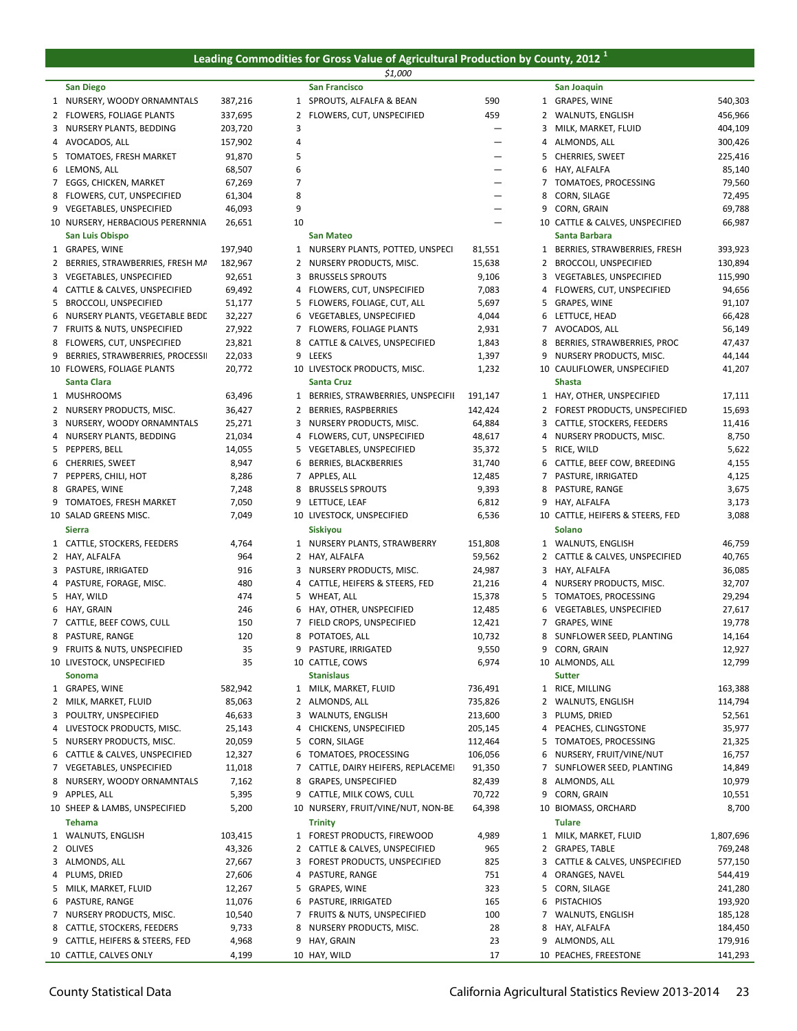## Leading Commodities for Gross Value of Agricultural Production by County, 2012 [1]

*$1,000*

| | San Diego | | | San Francisco | | | San Joaquin | |
|---|---|---|---|---|---|---|---|---|
| 1 | NURSERY, WOODY ORNAMNTALS | 387,216 | 1 | SPROUTS, ALFALFA & BEAN | 590 | 1 | GRAPES, WINE | 540,303 |
| 2 | FLOWERS, FOLIAGE PLANTS | 337,695 | 2 | FLOWERS, CUT, UNSPECIFIED | 459 | 2 | WALNUTS, ENGLISH | 456,966 |
| 3 | NURSERY PLANTS, BEDDING | 203,720 | 3 | | — | 3 | MILK, MARKET, FLUID | 404,109 |
| 4 | AVOCADOS, ALL | 157,902 | 4 | | — | 4 | ALMONDS, ALL | 300,426 |
| 5 | TOMATOES, FRESH MARKET | 91,870 | 5 | | — | 5 | CHERRIES, SWEET | 225,416 |
| 6 | LEMONS, ALL | 68,507 | 6 | | — | 6 | HAY, ALFALFA | 85,140 |
| 7 | EGGS, CHICKEN, MARKET | 67,269 | 7 | | — | 7 | TOMATOES, PROCESSING | 79,560 |
| 8 | FLOWERS, CUT, UNSPECIFIED | 61,304 | 8 | | — | 8 | CORN, SILAGE | 72,495 |
| 9 | VEGETABLES, UNSPECIFIED | 46,093 | 9 | | — | 9 | CORN, GRAIN | 69,788 |
| 10 | NURSERY, HERBACIOUS PERERNNIA | 26,651 | 10 | | — | 10 | CATTLE & CALVES, UNSPECIFIED | 66,987 |
| | **San Luis Obispo** | | | **San Mateo** | | | **Santa Barbara** | |
| 1 | GRAPES, WINE | 197,940 | 1 | NURSERY PLANTS, POTTED, UNSPECI | 81,551 | 1 | BERRIES, STRAWBERRIES, FRESH | 393,923 |
| 2 | BERRIES, STRAWBERRIES, FRESH MA | 182,967 | 2 | NURSERY PRODUCTS, MISC. | 15,638 | 2 | BROCCOLI, UNSPECIFIED | 130,894 |
| 3 | VEGETABLES, UNSPECIFIED | 92,651 | 3 | BRUSSELS SPROUTS | 9,106 | 3 | VEGETABLES, UNSPECIFIED | 115,990 |
| 4 | CATTLE & CALVES, UNSPECIFIED | 69,492 | 4 | FLOWERS, CUT, UNSPECIFIED | 7,083 | 4 | FLOWERS, CUT, UNSPECIFIED | 94,656 |
| 5 | BROCCOLI, UNSPECIFIED | 51,177 | 5 | FLOWERS, FOLIAGE, CUT, ALL | 5,697 | 5 | GRAPES, WINE | 91,107 |
| 6 | NURSERY PLANTS, VEGETABLE BEDD | 32,227 | 6 | VEGETABLES, UNSPECIFIED | 4,044 | 6 | LETTUCE, HEAD | 66,428 |
| 7 | FRUITS & NUTS, UNSPECIFIED | 27,922 | 7 | FLOWERS, FOLIAGE PLANTS | 2,931 | 7 | AVOCADOS, ALL | 56,149 |
| 8 | FLOWERS, CUT, UNSPECIFIED | 23,821 | 8 | CATTLE & CALVES, UNSPECIFIED | 1,843 | 8 | BERRIES, STRAWBERRIES, PROC | 47,437 |
| 9 | BERRIES, STRAWBERRIES, PROCESSII | 22,033 | 9 | LEEKS | 1,397 | 9 | NURSERY PRODUCTS, MISC. | 44,144 |
| 10 | FLOWERS, FOLIAGE PLANTS | 20,772 | 10 | LIVESTOCK PRODUCTS, MISC. | 1,232 | 10 | CAULIFLOWER, UNSPECIFIED | 41,207 |
| | **Santa Clara** | | | **Santa Cruz** | | | **Shasta** | |
| 1 | MUSHROOMS | 63,496 | 1 | BERRIES, STRAWBERRIES, UNSPECIFII | 191,147 | 1 | HAY, OTHER, UNSPECIFIED | 17,111 |
| 2 | NURSERY PRODUCTS, MISC. | 36,427 | 2 | BERRIES, RASPBERRIES | 142,424 | 2 | FOREST PRODUCTS, UNSPECIFIED | 15,693 |
| 3 | NURSERY, WOODY ORNAMNTALS | 25,271 | 3 | NURSERY PRODUCTS, MISC. | 64,884 | 3 | CATTLE, STOCKERS, FEEDERS | 11,416 |
| 4 | NURSERY PLANTS, BEDDING | 21,034 | 4 | FLOWERS, CUT, UNSPECIFIED | 48,617 | 4 | NURSERY PRODUCTS, MISC. | 8,750 |
| 5 | PEPPERS, BELL | 14,055 | 5 | VEGETABLES, UNSPECIFIED | 35,372 | 5 | RICE, WILD | 5,622 |
| 6 | CHERRIES, SWEET | 8,947 | 6 | BERRIES, BLACKBERRIES | 31,740 | 6 | CATTLE, BEEF COW, BREEDING | 4,155 |
| 7 | PEPPERS, CHILI, HOT | 8,286 | 7 | APPLES, ALL | 12,485 | 7 | PASTURE, IRRIGATED | 4,125 |
| 8 | GRAPES, WINE | 7,248 | 8 | BRUSSELS SPROUTS | 9,393 | 8 | PASTURE, RANGE | 3,675 |
| 9 | TOMATOES, FRESH MARKET | 7,050 | 9 | LETTUCE, LEAF | 6,812 | 9 | HAY, ALFALFA | 3,173 |
| 10 | SALAD GREENS MISC. | 7,049 | 10 | LIVESTOCK, UNSPECIFIED | 6,536 | 10 | CATTLE, HEIFERS & STEERS, FED | 3,088 |
| | **Sierra** | | | **Siskiyou** | | | **Solano** | |
| 1 | CATTLE, STOCKERS, FEEDERS | 4,764 | 1 | NURSERY PLANTS, STRAWBERRY | 151,808 | 1 | WALNUTS, ENGLISH | 46,759 |
| 2 | HAY, ALFALFA | 964 | 2 | HAY, ALFALFA | 59,562 | 2 | CATTLE & CALVES, UNSPECIFIED | 40,765 |
| 3 | PASTURE, IRRIGATED | 916 | 3 | NURSERY PRODUCTS, MISC. | 24,987 | 3 | HAY, ALFALFA | 36,085 |
| 4 | PASTURE, FORAGE, MISC. | 480 | 4 | CATTLE, HEIFERS & STEERS, FED | 21,216 | 4 | NURSERY PRODUCTS, MISC. | 32,707 |
| 5 | HAY, WILD | 474 | 5 | WHEAT, ALL | 15,378 | 5 | TOMATOES, PROCESSING | 29,294 |
| 6 | HAY, GRAIN | 246 | 6 | HAY, OTHER, UNSPECIFIED | 12,485 | 6 | VEGETABLES, UNSPECIFIED | 27,617 |
| 7 | CATTLE, BEEF COWS, CULL | 150 | 7 | FIELD CROPS, UNSPECIFIED | 12,421 | 7 | GRAPES, WINE | 19,778 |
| 8 | PASTURE, RANGE | 120 | 8 | POTATOES, ALL | 10,732 | 8 | SUNFLOWER SEED, PLANTING | 14,164 |
| 9 | FRUITS & NUTS, UNSPECIFIED | 35 | 9 | PASTURE, IRRIGATED | 9,550 | 9 | CORN, GRAIN | 12,927 |
| 10 | LIVESTOCK, UNSPECIFIED | 35 | 10 | CATTLE, COWS | 6,974 | 10 | ALMONDS, ALL | 12,799 |
| | **Sonoma** | | | **Stanislaus** | | | **Sutter** | |
| 1 | GRAPES, WINE | 582,942 | 1 | MILK, MARKET, FLUID | 736,491 | 1 | RICE, MILLING | 163,388 |
| 2 | MILK, MARKET, FLUID | 85,063 | 2 | ALMONDS, ALL | 735,826 | 2 | WALNUTS, ENGLISH | 114,794 |
| 3 | POULTRY, UNSPECIFIED | 46,633 | 3 | WALNUTS, ENGLISH | 213,600 | 3 | PLUMS, DRIED | 52,561 |
| 4 | LIVESTOCK PRODUCTS, MISC. | 25,143 | 4 | CHICKENS, UNSPECIFIED | 205,145 | 4 | PEACHES, CLINGSTONE | 35,977 |
| 5 | NURSERY PRODUCTS, MISC. | 20,059 | 5 | CORN, SILAGE | 112,464 | 5 | TOMATOES, PROCESSING | 21,325 |
| 6 | CATTLE & CALVES, UNSPECIFIED | 12,327 | 6 | TOMATOES, PROCESSING | 106,056 | 6 | NURSERY, FRUIT/VINE/NUT | 16,757 |
| 7 | VEGETABLES, UNSPECIFIED | 11,018 | 7 | CATTLE, DAIRY HEIFERS, REPLACEMEI | 91,350 | 7 | SUNFLOWER SEED, PLANTING | 14,849 |
| 8 | NURSERY, WOODY ORNAMNTALS | 7,162 | 8 | GRAPES, UNSPECIFIED | 82,439 | 8 | ALMONDS, ALL | 10,979 |
| 9 | APPLES, ALL | 5,395 | 9 | CATTLE, MILK COWS, CULL | 70,722 | 9 | CORN, GRAIN | 10,551 |
| 10 | SHEEP & LAMBS, UNSPECIFIED | 5,200 | 10 | NURSERY, FRUIT/VINE/NUT, NON-BE | 64,398 | 10 | BIOMASS, ORCHARD | 8,700 |
| | **Tehama** | | | **Trinity** | | | **Tulare** | |
| 1 | WALNUTS, ENGLISH | 103,415 | 1 | FOREST PRODUCTS, FIREWOOD | 4,989 | 1 | MILK, MARKET, FLUID | 1,807,696 |
| 2 | OLIVES | 43,326 | 2 | CATTLE & CALVES, UNSPECIFIED | 965 | 2 | GRAPES, TABLE | 769,248 |
| 3 | ALMONDS, ALL | 27,667 | 3 | FOREST PRODUCTS, UNSPECIFIED | 825 | 3 | CATTLE & CALVES, UNSPECIFIED | 577,150 |
| 4 | PLUMS, DRIED | 27,606 | 4 | PASTURE, RANGE | 751 | 4 | ORANGES, NAVEL | 544,419 |
| 5 | MILK, MARKET, FLUID | 12,267 | 5 | GRAPES, WINE | 323 | 5 | CORN, SILAGE | 241,280 |
| 6 | PASTURE, RANGE | 11,076 | 6 | PASTURE, IRRIGATED | 165 | 6 | PISTACHIOS | 193,920 |
| 7 | NURSERY PRODUCTS, MISC. | 10,540 | 7 | FRUITS & NUTS, UNSPECIFIED | 100 | 7 | WALNUTS, ENGLISH | 185,128 |
| 8 | CATTLE, STOCKERS, FEEDERS | 9,733 | 8 | NURSERY PRODUCTS, MISC. | 28 | 8 | HAY, ALFALFA | 184,450 |
| 9 | CATTLE, HEIFERS & STEERS, FED | 4,968 | 9 | HAY, GRAIN | 23 | 9 | ALMONDS, ALL | 179,916 |
| 10 | CATTLE, CALVES ONLY | 4,199 | 10 | HAY, WILD | 17 | 10 | PEACHES, FREESTONE | 141,293 |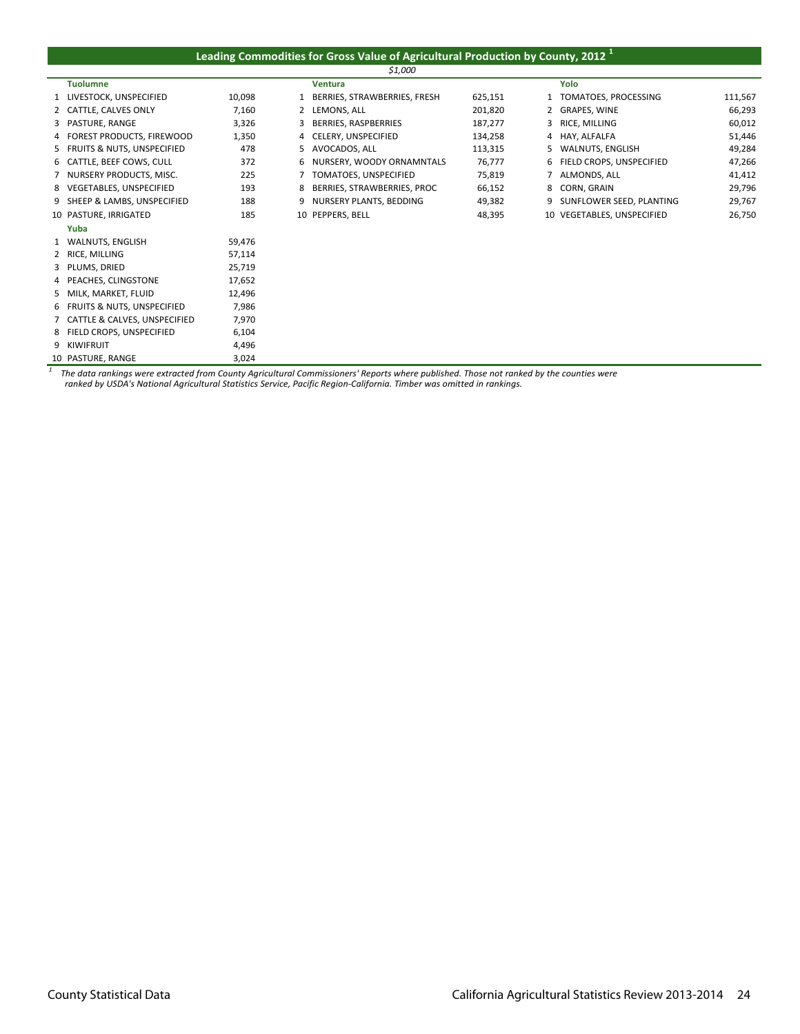## Leading Commodities for Gross Value of Agricultural Production by County, 2012 [1]

*$1,000*

**Tuolumne**

| Rank | Commodity | Value |
|---|---|---|
| 1 | LIVESTOCK, UNSPECIFIED | 10,098 |
| 2 | CATTLE, CALVES ONLY | 7,160 |
| 3 | PASTURE, RANGE | 3,326 |
| 4 | FOREST PRODUCTS, FIREWOOD | 1,350 |
| 5 | FRUITS & NUTS, UNSPECIFIED | 478 |
| 6 | CATTLE, BEEF COWS, CULL | 372 |
| 7 | NURSERY PRODUCTS, MISC. | 225 |
| 8 | VEGETABLES, UNSPECIFIED | 193 |
| 9 | SHEEP & LAMBS, UNSPECIFIED | 188 |
| 10 | PASTURE, IRRIGATED | 185 |

**Yuba**

| Rank | Commodity | Value |
|---|---|---|
| 1 | WALNUTS, ENGLISH | 59,476 |
| 2 | RICE, MILLING | 57,114 |
| 3 | PLUMS, DRIED | 25,719 |
| 4 | PEACHES, CLINGSTONE | 17,652 |
| 5 | MILK, MARKET, FLUID | 12,496 |
| 6 | FRUITS & NUTS, UNSPECIFIED | 7,986 |
| 7 | CATTLE & CALVES, UNSPECIFIED | 7,970 |
| 8 | FIELD CROPS, UNSPECIFIED | 6,104 |
| 9 | KIWIFRUIT | 4,496 |
| 10 | PASTURE, RANGE | 3,024 |

**Ventura**

| Rank | Commodity | Value |
|---|---|---|
| 1 | BERRIES, STRAWBERRIES, FRESH | 625,151 |
| 2 | LEMONS, ALL | 201,820 |
| 3 | BERRIES, RASPBERRIES | 187,277 |
| 4 | CELERY, UNSPECIFIED | 134,258 |
| 5 | AVOCADOS, ALL | 113,315 |
| 6 | NURSERY, WOODY ORNAMNTALS | 76,777 |
| 7 | TOMATOES, UNSPECIFIED | 75,819 |
| 8 | BERRIES, STRAWBERRIES, PROC | 66,152 |
| 9 | NURSERY PLANTS, BEDDING | 49,382 |
| 10 | PEPPERS, BELL | 48,395 |

**Yolo**

| Rank | Commodity | Value |
|---|---|---|
| 1 | TOMATOES, PROCESSING | 111,567 |
| 2 | GRAPES, WINE | 66,293 |
| 3 | RICE, MILLING | 60,012 |
| 4 | HAY, ALFALFA | 51,446 |
| 5 | WALNUTS, ENGLISH | 49,284 |
| 6 | FIELD CROPS, UNSPECIFIED | 47,266 |
| 7 | ALMONDS, ALL | 41,412 |
| 8 | CORN, GRAIN | 29,796 |
| 9 | SUNFLOWER SEED, PLANTING | 29,767 |
| 10 | VEGETABLES, UNSPECIFIED | 26,750 |

[1] *The data rankings were extracted from County Agricultural Commissioners' Reports where published. Those not ranked by the counties were ranked by USDA's National Agricultural Statistics Service, Pacific Region-California. Timber was omitted in rankings.*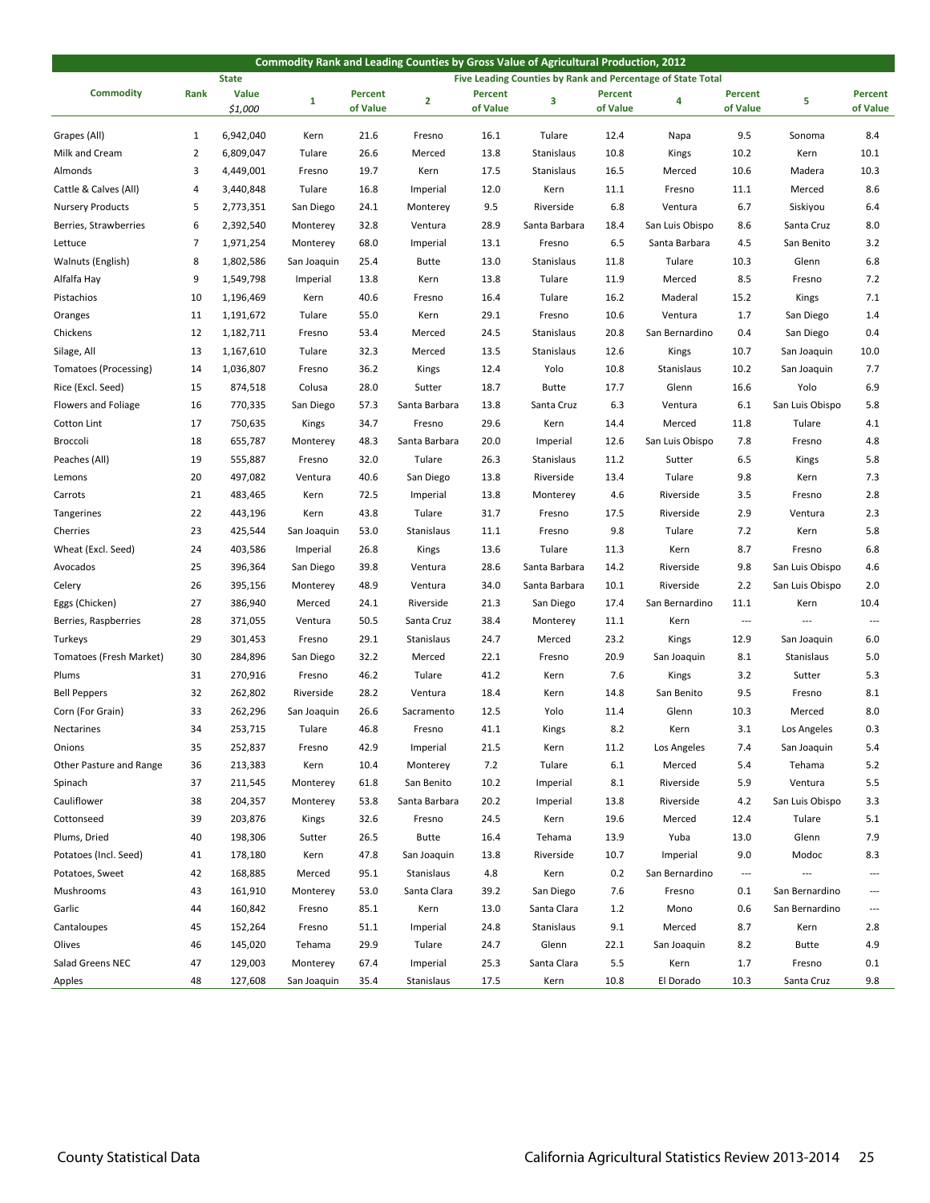| Commodity Rank and Leading Counties by Gross Value of Agricultural Production, 2012 | | | | | | | | | | | | |
|---|---|---|---|---|---|---|---|---|---|---|---|---|
| | | State | Five Leading Counties by Rank and Percentage of State Total | | | | | | | | | |
| Commodity | Rank | Value *$1,000* | 1 | Percent of Value | 2 | Percent of Value | 3 | Percent of Value | 4 | Percent of Value | 5 | Percent of Value |
| Grapes (All) | 1 | 6,942,040 | Kern | 21.6 | Fresno | 16.1 | Tulare | 12.4 | Napa | 9.5 | Sonoma | 8.4 |
| Milk and Cream | 2 | 6,809,047 | Tulare | 26.6 | Merced | 13.8 | Stanislaus | 10.8 | Kings | 10.2 | Kern | 10.1 |
| Almonds | 3 | 4,449,001 | Fresno | 19.7 | Kern | 17.5 | Stanislaus | 16.5 | Merced | 10.6 | Madera | 10.3 |
| Cattle & Calves (All) | 4 | 3,440,848 | Tulare | 16.8 | Imperial | 12.0 | Kern | 11.1 | Fresno | 11.1 | Merced | 8.6 |
| Nursery Products | 5 | 2,773,351 | San Diego | 24.1 | Monterey | 9.5 | Riverside | 6.8 | Ventura | 6.7 | Siskiyou | 6.4 |
| Berries, Strawberries | 6 | 2,392,540 | Monterey | 32.8 | Ventura | 28.9 | Santa Barbara | 18.4 | San Luis Obispo | 8.6 | Santa Cruz | 8.0 |
| Lettuce | 7 | 1,971,254 | Monterey | 68.0 | Imperial | 13.1 | Fresno | 6.5 | Santa Barbara | 4.5 | San Benito | 3.2 |
| Walnuts (English) | 8 | 1,802,586 | San Joaquin | 25.4 | Butte | 13.0 | Stanislaus | 11.8 | Tulare | 10.3 | Glenn | 6.8 |
| Alfalfa Hay | 9 | 1,549,798 | Imperial | 13.8 | Kern | 13.8 | Tulare | 11.9 | Merced | 8.5 | Fresno | 7.2 |
| Pistachios | 10 | 1,196,469 | Kern | 40.6 | Fresno | 16.4 | Tulare | 16.2 | Maderal | 15.2 | Kings | 7.1 |
| Oranges | 11 | 1,191,672 | Tulare | 55.0 | Kern | 29.1 | Fresno | 10.6 | Ventura | 1.7 | San Diego | 1.4 |
| Chickens | 12 | 1,182,711 | Fresno | 53.4 | Merced | 24.5 | Stanislaus | 20.8 | San Bernardino | 0.4 | San Diego | 0.4 |
| Silage, All | 13 | 1,167,610 | Tulare | 32.3 | Merced | 13.5 | Stanislaus | 12.6 | Kings | 10.7 | San Joaquin | 10.0 |
| Tomatoes (Processing) | 14 | 1,036,807 | Fresno | 36.2 | Kings | 12.4 | Yolo | 10.8 | Stanislaus | 10.2 | San Joaquin | 7.7 |
| Rice (Excl. Seed) | 15 | 874,518 | Colusa | 28.0 | Sutter | 18.7 | Butte | 17.7 | Glenn | 16.6 | Yolo | 6.9 |
| Flowers and Foliage | 16 | 770,335 | San Diego | 57.3 | Santa Barbara | 13.8 | Santa Cruz | 6.3 | Ventura | 6.1 | San Luis Obispo | 5.8 |
| Cotton Lint | 17 | 750,635 | Kings | 34.7 | Fresno | 29.6 | Kern | 14.4 | Merced | 11.8 | Tulare | 4.1 |
| Broccoli | 18 | 655,787 | Monterey | 48.3 | Santa Barbara | 20.0 | Imperial | 12.6 | San Luis Obispo | 7.8 | Fresno | 4.8 |
| Peaches (All) | 19 | 555,887 | Fresno | 32.0 | Tulare | 26.3 | Stanislaus | 11.2 | Sutter | 6.5 | Kings | 5.8 |
| Lemons | 20 | 497,082 | Ventura | 40.6 | San Diego | 13.8 | Riverside | 13.4 | Tulare | 9.8 | Kern | 7.3 |
| Carrots | 21 | 483,465 | Kern | 72.5 | Imperial | 13.8 | Monterey | 4.6 | Riverside | 3.5 | Fresno | 2.8 |
| Tangerines | 22 | 443,196 | Kern | 43.8 | Tulare | 31.7 | Fresno | 17.5 | Riverside | 2.9 | Ventura | 2.3 |
| Cherries | 23 | 425,544 | San Joaquin | 53.0 | Stanislaus | 11.1 | Fresno | 9.8 | Tulare | 7.2 | Kern | 5.8 |
| Wheat (Excl. Seed) | 24 | 403,586 | Imperial | 26.8 | Kings | 13.6 | Tulare | 11.3 | Kern | 8.7 | Fresno | 6.8 |
| Avocados | 25 | 396,364 | San Diego | 39.8 | Ventura | 28.6 | Santa Barbara | 14.2 | Riverside | 9.8 | San Luis Obispo | 4.6 |
| Celery | 26 | 395,156 | Monterey | 48.9 | Ventura | 34.0 | Santa Barbara | 10.1 | Riverside | 2.2 | San Luis Obispo | 2.0 |
| Eggs (Chicken) | 27 | 386,940 | Merced | 24.1 | Riverside | 21.3 | San Diego | 17.4 | San Bernardino | 11.1 | Kern | 10.4 |
| Berries, Raspberries | 28 | 371,055 | Ventura | 50.5 | Santa Cruz | 38.4 | Monterey | 11.1 | Kern | --- | --- | --- |
| Turkeys | 29 | 301,453 | Fresno | 29.1 | Stanislaus | 24.7 | Merced | 23.2 | Kings | 12.9 | San Joaquin | 6.0 |
| Tomatoes (Fresh Market) | 30 | 284,896 | San Diego | 32.2 | Merced | 22.1 | Fresno | 20.9 | San Joaquin | 8.1 | Stanislaus | 5.0 |
| Plums | 31 | 270,916 | Fresno | 46.2 | Tulare | 41.2 | Kern | 7.6 | Kings | 3.2 | Sutter | 5.3 |
| Bell Peppers | 32 | 262,802 | Riverside | 28.2 | Ventura | 18.4 | Kern | 14.8 | San Benito | 9.5 | Fresno | 8.1 |
| Corn (For Grain) | 33 | 262,296 | San Joaquin | 26.6 | Sacramento | 12.5 | Yolo | 11.4 | Glenn | 10.3 | Merced | 8.0 |
| Nectarines | 34 | 253,715 | Tulare | 46.8 | Fresno | 41.1 | Kings | 8.2 | Kern | 3.1 | Los Angeles | 0.3 |
| Onions | 35 | 252,837 | Fresno | 42.9 | Imperial | 21.5 | Kern | 11.2 | Los Angeles | 7.4 | San Joaquin | 5.4 |
| Other Pasture and Range | 36 | 213,383 | Kern | 10.4 | Monterey | 7.2 | Tulare | 6.1 | Merced | 5.4 | Tehama | 5.2 |
| Spinach | 37 | 211,545 | Monterey | 61.8 | San Benito | 10.2 | Imperial | 8.1 | Riverside | 5.9 | Ventura | 5.5 |
| Cauliflower | 38 | 204,357 | Monterey | 53.8 | Santa Barbara | 20.2 | Imperial | 13.8 | Riverside | 4.2 | San Luis Obispo | 3.3 |
| Cottonseed | 39 | 203,876 | Kings | 32.6 | Fresno | 24.5 | Kern | 19.6 | Merced | 12.4 | Tulare | 5.1 |
| Plums, Dried | 40 | 198,306 | Sutter | 26.5 | Butte | 16.4 | Tehama | 13.9 | Yuba | 13.0 | Glenn | 7.9 |
| Potatoes (Incl. Seed) | 41 | 178,180 | Kern | 47.8 | San Joaquin | 13.8 | Riverside | 10.7 | Imperial | 9.0 | Modoc | 8.3 |
| Potatoes, Sweet | 42 | 168,885 | Merced | 95.1 | Stanislaus | 4.8 | Kern | 0.2 | San Bernardino | --- | --- | --- |
| Mushrooms | 43 | 161,910 | Monterey | 53.0 | Santa Clara | 39.2 | San Diego | 7.6 | Fresno | 0.1 | San Bernardino | --- |
| Garlic | 44 | 160,842 | Fresno | 85.1 | Kern | 13.0 | Santa Clara | 1.2 | Mono | 0.6 | San Bernardino | --- |
| Cantaloupes | 45 | 152,264 | Fresno | 51.1 | Imperial | 24.8 | Stanislaus | 9.1 | Merced | 8.7 | Kern | 2.8 |
| Olives | 46 | 145,020 | Tehama | 29.9 | Tulare | 24.7 | Glenn | 22.1 | San Joaquin | 8.2 | Butte | 4.9 |
| Salad Greens NEC | 47 | 129,003 | Monterey | 67.4 | Imperial | 25.3 | Santa Clara | 5.5 | Kern | 1.7 | Fresno | 0.1 |
| Apples | 48 | 127,608 | San Joaquin | 35.4 | Stanislaus | 17.5 | Kern | 10.8 | El Dorado | 10.3 | Santa Cruz | 9.8 |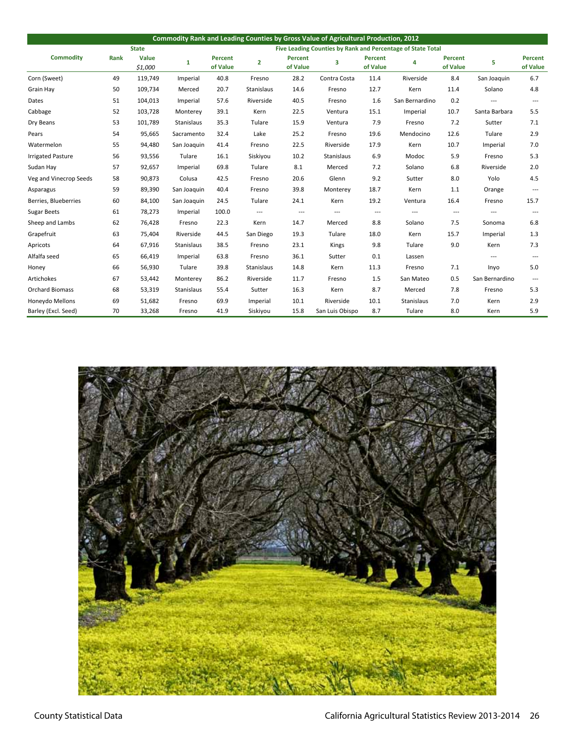| Commodity Rank and Leading Counties by Gross Value of Agricultural Production, 2012 | | | | | | | | | | | | |
|---|---|---|---|---|---|---|---|---|---|---|---|---|
| | | State | Five Leading Counties by Rank and Percentage of State Total | | | | | | | | | |
| Commodity | Rank | Value *$1,000* | 1 | Percent of Value | 2 | Percent of Value | 3 | Percent of Value | 4 | Percent of Value | 5 | Percent of Value |
| Corn (Sweet) | 49 | 119,749 | Imperial | 40.8 | Fresno | 28.2 | Contra Costa | 11.4 | Riverside | 8.4 | San Joaquin | 6.7 |
| Grain Hay | 50 | 109,734 | Merced | 20.7 | Stanislaus | 14.6 | Fresno | 12.7 | Kern | 11.4 | Solano | 4.8 |
| Dates | 51 | 104,013 | Imperial | 57.6 | Riverside | 40.5 | Fresno | 1.6 | San Bernardino | 0.2 | --- | --- |
| Cabbage | 52 | 103,728 | Monterey | 39.1 | Kern | 22.5 | Ventura | 15.1 | Imperial | 10.7 | Santa Barbara | 5.5 |
| Dry Beans | 53 | 101,789 | Stanislaus | 35.3 | Tulare | 15.9 | Ventura | 7.9 | Fresno | 7.2 | Sutter | 7.1 |
| Pears | 54 | 95,665 | Sacramento | 32.4 | Lake | 25.2 | Fresno | 19.6 | Mendocino | 12.6 | Tulare | 2.9 |
| Watermelon | 55 | 94,480 | San Joaquin | 41.4 | Fresno | 22.5 | Riverside | 17.9 | Kern | 10.7 | Imperial | 7.0 |
| Irrigated Pasture | 56 | 93,556 | Tulare | 16.1 | Siskiyou | 10.2 | Stanislaus | 6.9 | Modoc | 5.9 | Fresno | 5.3 |
| Sudan Hay | 57 | 92,657 | Imperial | 69.8 | Tulare | 8.1 | Merced | 7.2 | Solano | 6.8 | Riverside | 2.0 |
| Veg and Vinecrop Seeds | 58 | 90,873 | Colusa | 42.5 | Fresno | 20.6 | Glenn | 9.2 | Sutter | 8.0 | Yolo | 4.5 |
| Asparagus | 59 | 89,390 | San Joaquin | 40.4 | Fresno | 39.8 | Monterey | 18.7 | Kern | 1.1 | Orange | --- |
| Berries, Blueberries | 60 | 84,100 | San Joaquin | 24.5 | Tulare | 24.1 | Kern | 19.2 | Ventura | 16.4 | Fresno | 15.7 |
| Sugar Beets | 61 | 78,273 | Imperial | 100.0 | --- | --- | --- | --- | --- | --- | --- | --- |
| Sheep and Lambs | 62 | 76,428 | Fresno | 22.3 | Kern | 14.7 | Merced | 8.8 | Solano | 7.5 | Sonoma | 6.8 |
| Grapefruit | 63 | 75,404 | Riverside | 44.5 | San Diego | 19.3 | Tulare | 18.0 | Kern | 15.7 | Imperial | 1.3 |
| Apricots | 64 | 67,916 | Stanislaus | 38.5 | Fresno | 23.1 | Kings | 9.8 | Tulare | 9.0 | Kern | 7.3 |
| Alfalfa seed | 65 | 66,419 | Imperial | 63.8 | Fresno | 36.1 | Sutter | 0.1 | Lassen | | --- | --- |
| Honey | 66 | 56,930 | Tulare | 39.8 | Stanislaus | 14.8 | Kern | 11.3 | Fresno | 7.1 | Inyo | 5.0 |
| Artichokes | 67 | 53,442 | Monterey | 86.2 | Riverside | 11.7 | Fresno | 1.5 | San Mateo | 0.5 | San Bernardino | --- |
| Orchard Biomass | 68 | 53,319 | Stanislaus | 55.4 | Sutter | 16.3 | Kern | 8.7 | Merced | 7.8 | Fresno | 5.3 |
| Honeydo Mellons | 69 | 51,682 | Fresno | 69.9 | Imperial | 10.1 | Riverside | 10.1 | Stanislaus | 7.0 | Kern | 2.9 |
| Barley (Excl. Seed) | 70 | 33,268 | Fresno | 41.9 | Siskiyou | 15.8 | San Luis Obispo | 8.7 | Tulare | 8.0 | Kern | 5.9 |